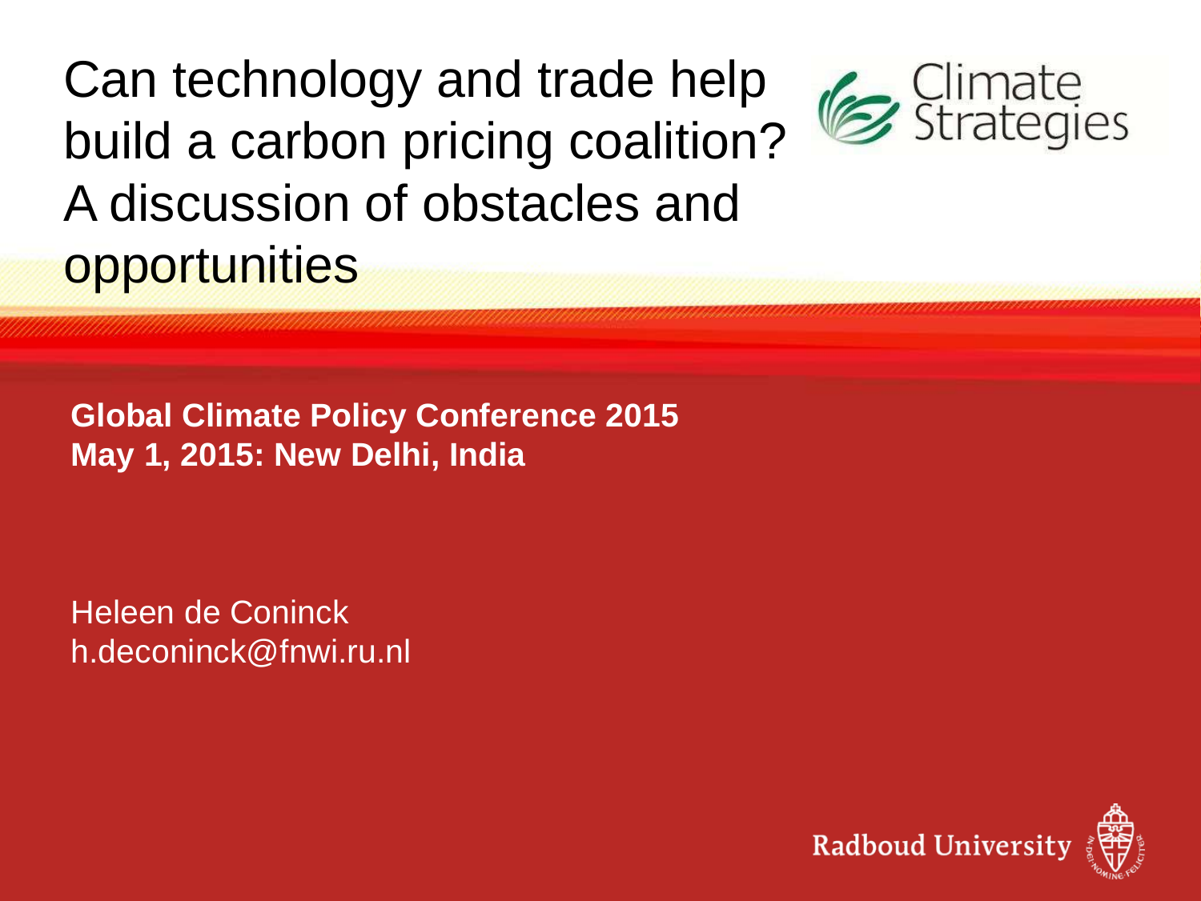# Can technology and trade help build a carbon pricing coalition? A discussion of obstacles and opportunities

**Global Climate Policy Conference 2015**
**May 1, 2015: New Delhi, India**

Heleen de Coninck
h.deconinck@fnwi.ru.nl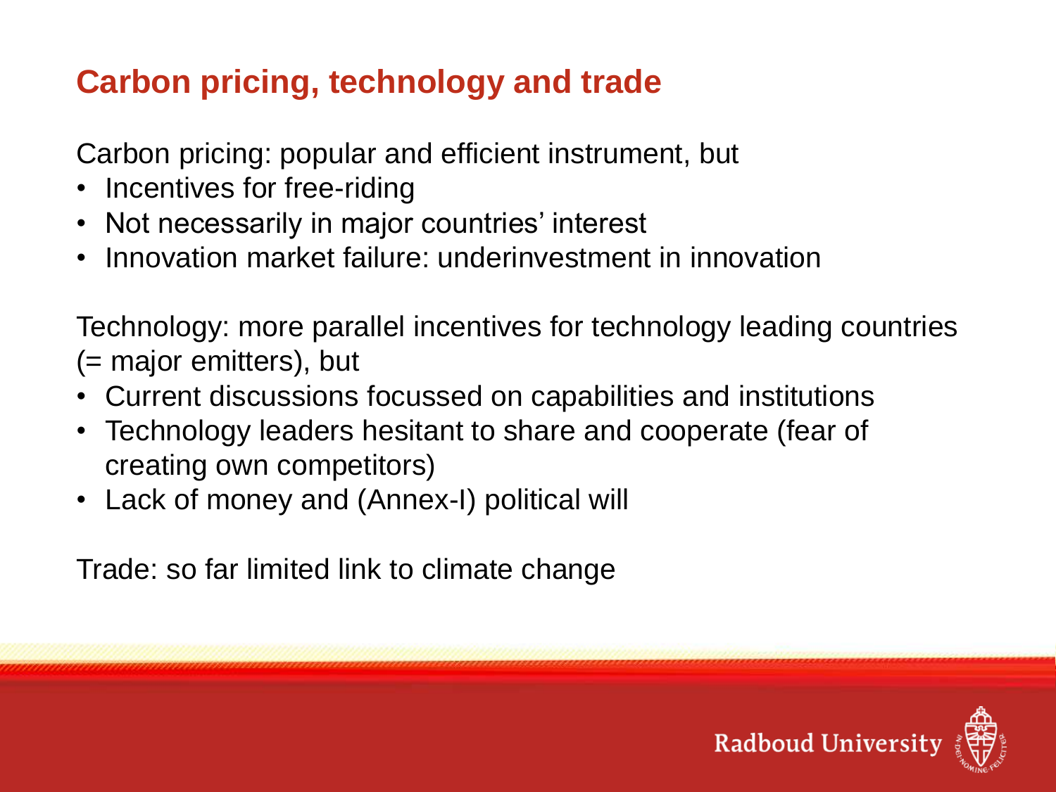## Carbon pricing, technology and trade

Carbon pricing: popular and efficient instrument, but

- Incentives for free-riding
- Not necessarily in major countries' interest
- Innovation market failure: underinvestment in innovation

Technology: more parallel incentives for technology leading countries (= major emitters), but

- Current discussions focussed on capabilities and institutions
- Technology leaders hesitant to share and cooperate (fear of creating own competitors)
- Lack of money and (Annex-I) political will

Trade: so far limited link to climate change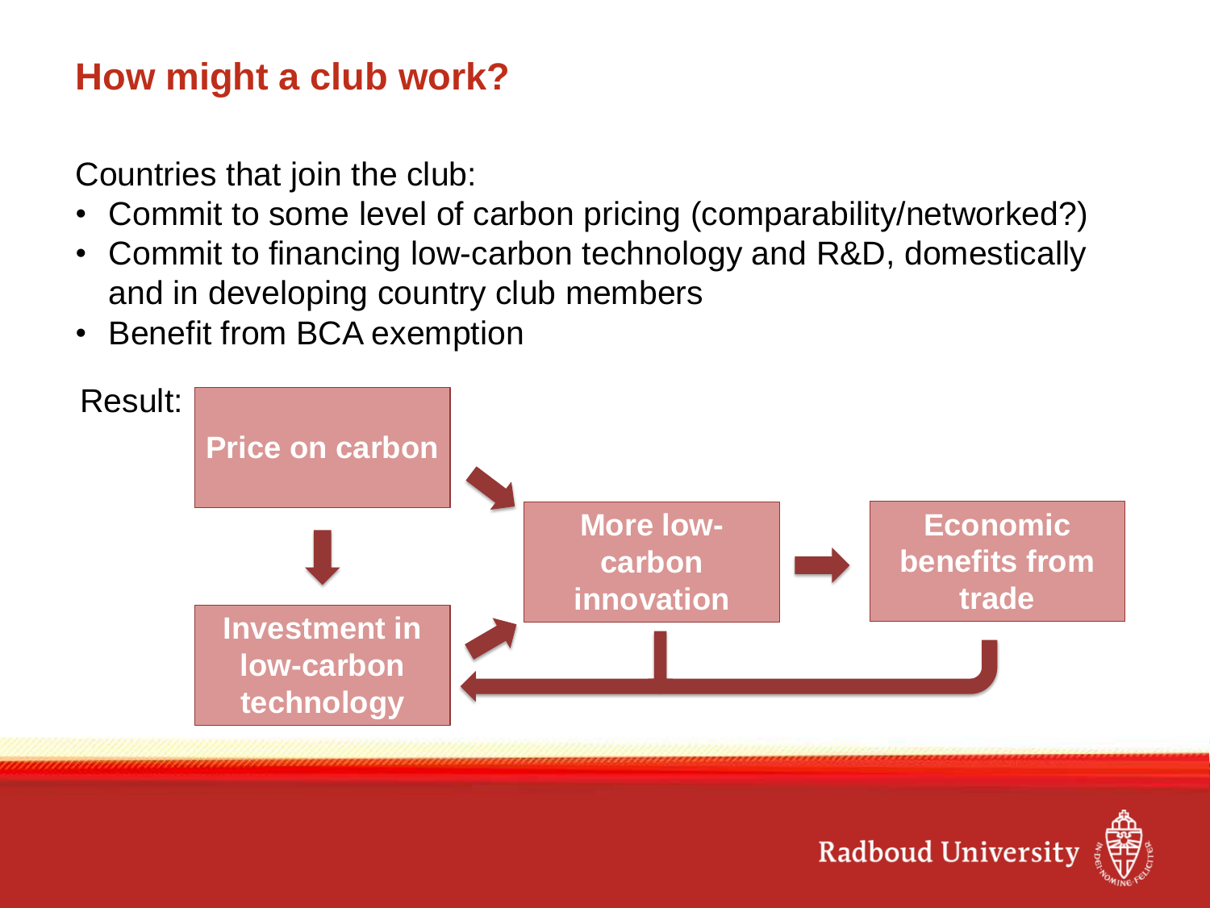# How might a club work?

Countries that join the club:

- Commit to some level of carbon pricing (comparability/networked?)
- Commit to financing low-carbon technology and R&D, domestically and in developing country club members
- Benefit from BCA exemption

Result:

**Price on carbon**

**Investment in low-carbon technology**

**More low-carbon innovation**

**Economic benefits from trade**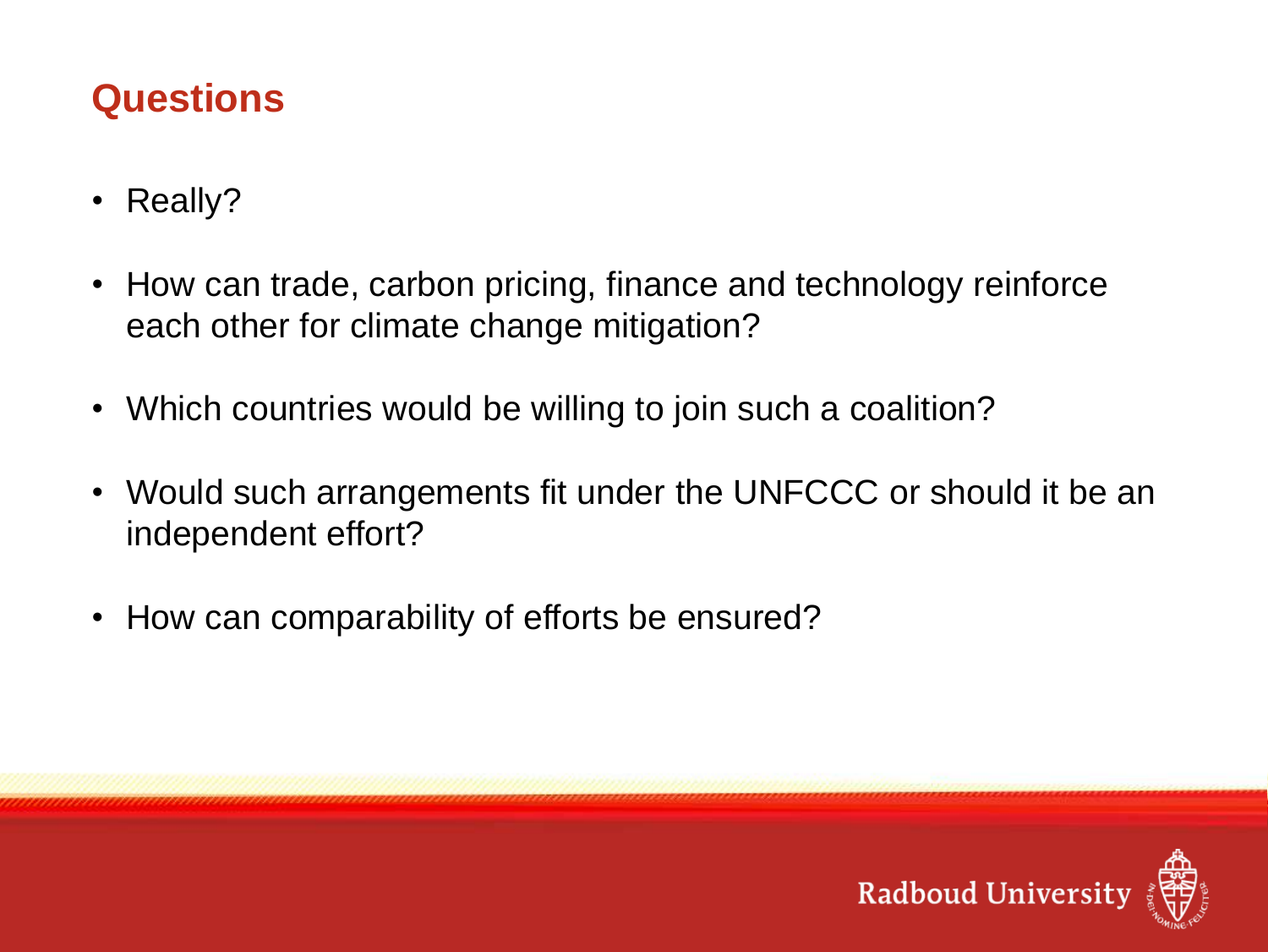## Questions

- Really?
- How can trade, carbon pricing, finance and technology reinforce each other for climate change mitigation?
- Which countries would be willing to join such a coalition?
- Would such arrangements fit under the UNFCCC or should it be an independent effort?
- How can comparability of efforts be ensured?